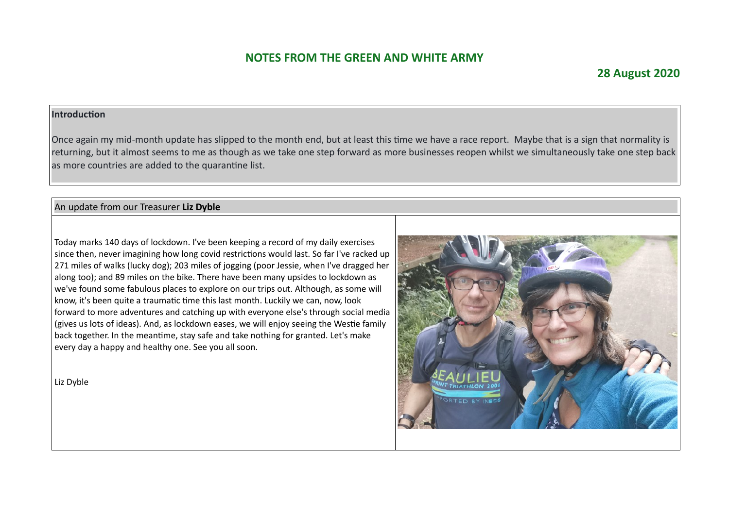# NOTES FROM THE GREEN AND WHITE ARMY

**28 August 2020**

## Introduction

Once again my mid-month update has slipped to the month end, but at least this time we have a race report. Maybe that is a sign that normality is returning, but it almost seems to me as though as we take one step forward as more businesses reopen whilst we simultaneously take one step back as more countries are added to the quarantine list.

## An update from our Treasurer **Liz Dyble**

Today marks 140 days of lockdown. I've been keeping a record of my daily exercises since then, never imagining how long covid restrictions would last. So far I've racked up 271 miles of walks (lucky dog); 203 miles of jogging (poor Jessie, when I've dragged her along too); and 89 miles on the bike. There have been many upsides to lockdown as we've found some fabulous places to explore on our trips out. Although, as some will know, it's been quite a traumatic time this last month. Luckily we can, now, look forward to more adventures and catching up with everyone else's through social media (gives us lots of ideas). And, as lockdown eases, we will enjoy seeing the Westie family back together. In the meantime, stay safe and take nothing for granted. Let's make every day a happy and healthy one. See you all soon.

Liz Dyble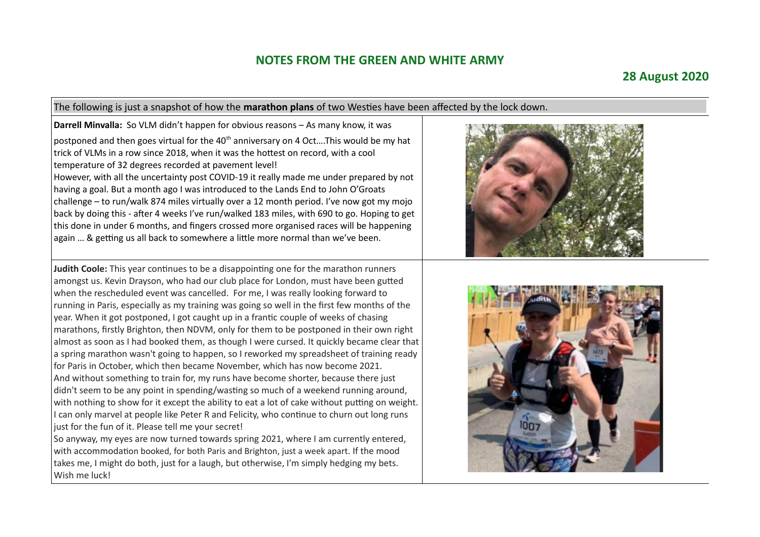## NOTES FROM THE GREEN AND WHITE ARMY

### 28 August 2020

The following is just a snapshot of how the **marathon plans** of two Westies have been affected by the lock down.

**Darrell Minvalla:** So VLM didn't happen for obvious reasons – As many know, it was postponed and then goes virtual for the 40th anniversary on 4 Oct….This would be my hat trick of VLMs in a row since 2018, when it was the hottest on record, with a cool temperature of 32 degrees recorded at pavement level!
However, with all the uncertainty post COVID-19 it really made me under prepared by not having a goal. But a month ago I was introduced to the Lands End to John O'Groats challenge – to run/walk 874 miles virtually over a 12 month period. I've now got my mojo back by doing this - after 4 weeks I've run/walked 183 miles, with 690 to go. Hoping to get this done in under 6 months, and fingers crossed more organised races will be happening again … & getting us all back to somewhere a little more normal than we've been.

**Judith Coole:** This year continues to be a disappointing one for the marathon runners amongst us. Kevin Drayson, who had our club place for London, must have been gutted when the rescheduled event was cancelled. For me, I was really looking forward to running in Paris, especially as my training was going so well in the first few months of the year. When it got postponed, I got caught up in a frantic couple of weeks of chasing marathons, firstly Brighton, then NDVM, only for them to be postponed in their own right almost as soon as I had booked them, as though I were cursed. It quickly became clear that a spring marathon wasn't going to happen, so I reworked my spreadsheet of training ready for Paris in October, which then became November, which has now become 2021.
And without something to train for, my runs have become shorter, because there just didn't seem to be any point in spending/wasting so much of a weekend running around, with nothing to show for it except the ability to eat a lot of cake without putting on weight. I can only marvel at people like Peter R and Felicity, who continue to churn out long runs just for the fun of it. Please tell me your secret!
So anyway, my eyes are now turned towards spring 2021, where I am currently entered, with accommodation booked, for both Paris and Brighton, just a week apart. If the mood takes me, I might do both, just for a laugh, but otherwise, I'm simply hedging my bets. Wish me luck!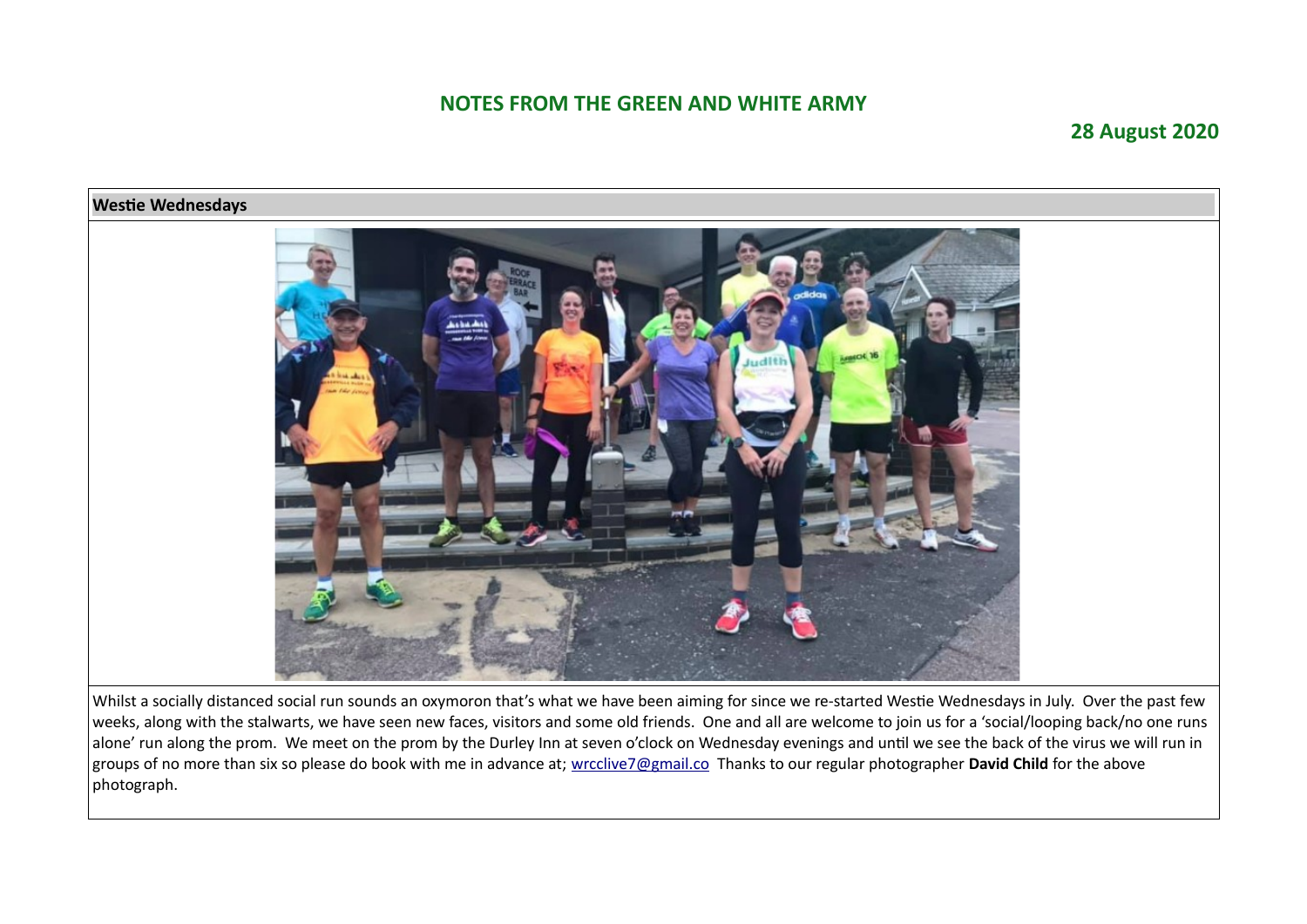## NOTES FROM THE GREEN AND WHITE ARMY

**28 August 2020**

### Westie Wednesdays

Whilst a socially distanced social run sounds an oxymoron that's what we have been aiming for since we re-started Westie Wednesdays in July. Over the past few weeks, along with the stalwarts, we have seen new faces, visitors and some old friends. One and all are welcome to join us for a 'social/looping back/no one runs alone' run along the prom. We meet on the prom by the Durley Inn at seven o'clock on Wednesday evenings and until we see the back of the virus we will run in groups of no more than six so please do book with me in advance at; wrcclive7@gmail.co Thanks to our regular photographer **David Child** for the above photograph.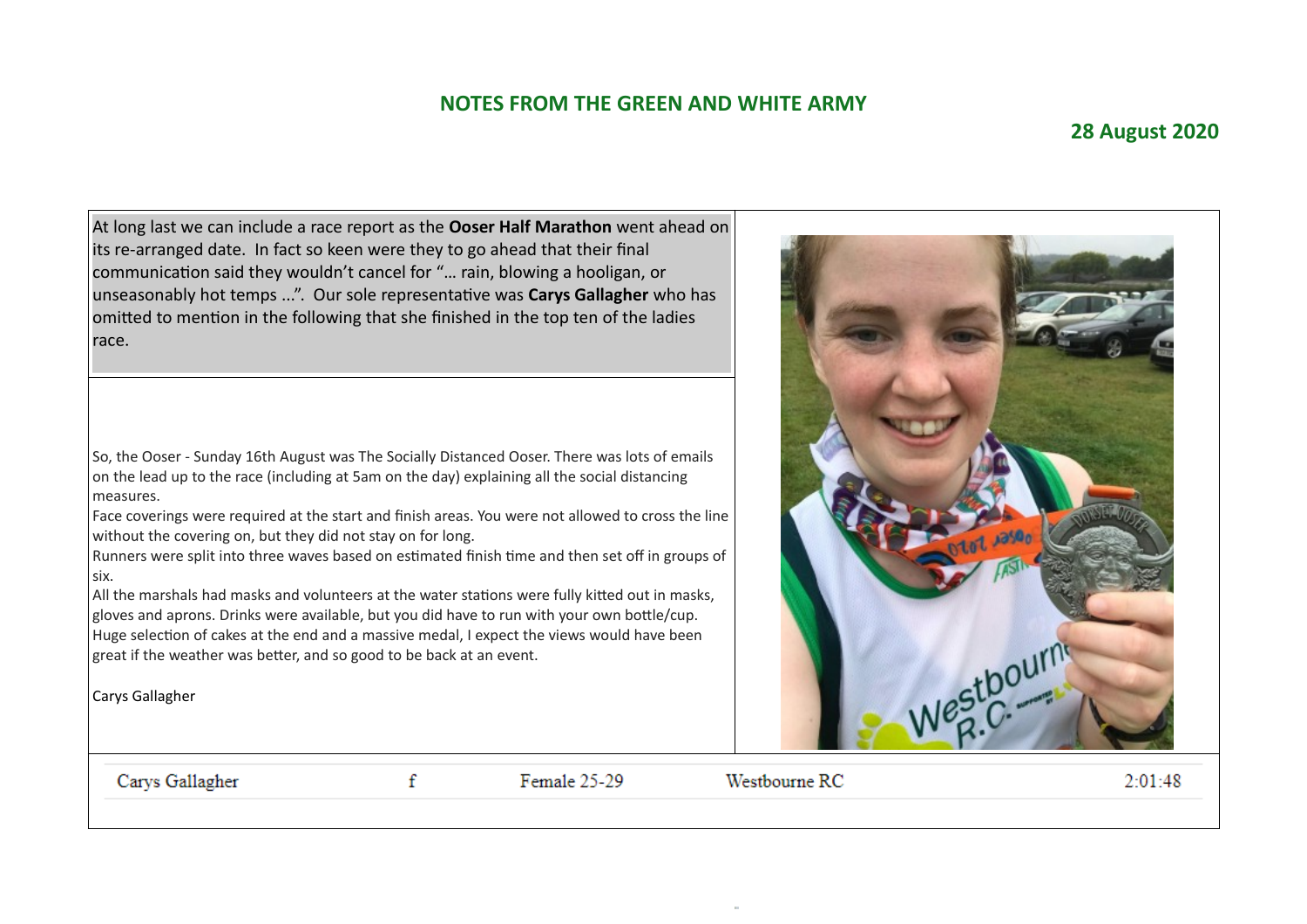## NOTES FROM THE GREEN AND WHITE ARMY

**28 August 2020**

At long last we can include a race report as the **Ooser Half Marathon** went ahead on its re-arranged date. In fact so keen were they to go ahead that their final communication said they wouldn't cancel for "… rain, blowing a hooligan, or unseasonably hot temps ...". Our sole representative was **Carys Gallagher** who has omitted to mention in the following that she finished in the top ten of the ladies race.

So, the Ooser - Sunday 16th August was The Socially Distanced Ooser. There was lots of emails on the lead up to the race (including at 5am on the day) explaining all the social distancing measures.

Face coverings were required at the start and finish areas. You were not allowed to cross the line without the covering on, but they did not stay on for long.

Runners were split into three waves based on estimated finish time and then set off in groups of six.

All the marshals had masks and volunteers at the water stations were fully kitted out in masks, gloves and aprons. Drinks were available, but you did have to run with your own bottle/cup. Huge selection of cakes at the end and a massive medal, I expect the views would have been great if the weather was better, and so good to be back at an event.

Carys Gallagher

| | | | | |
|---|---|---|---|---|
| Carys Gallagher | f | Female 25-29 | Westbourne RC | 2:01:48 |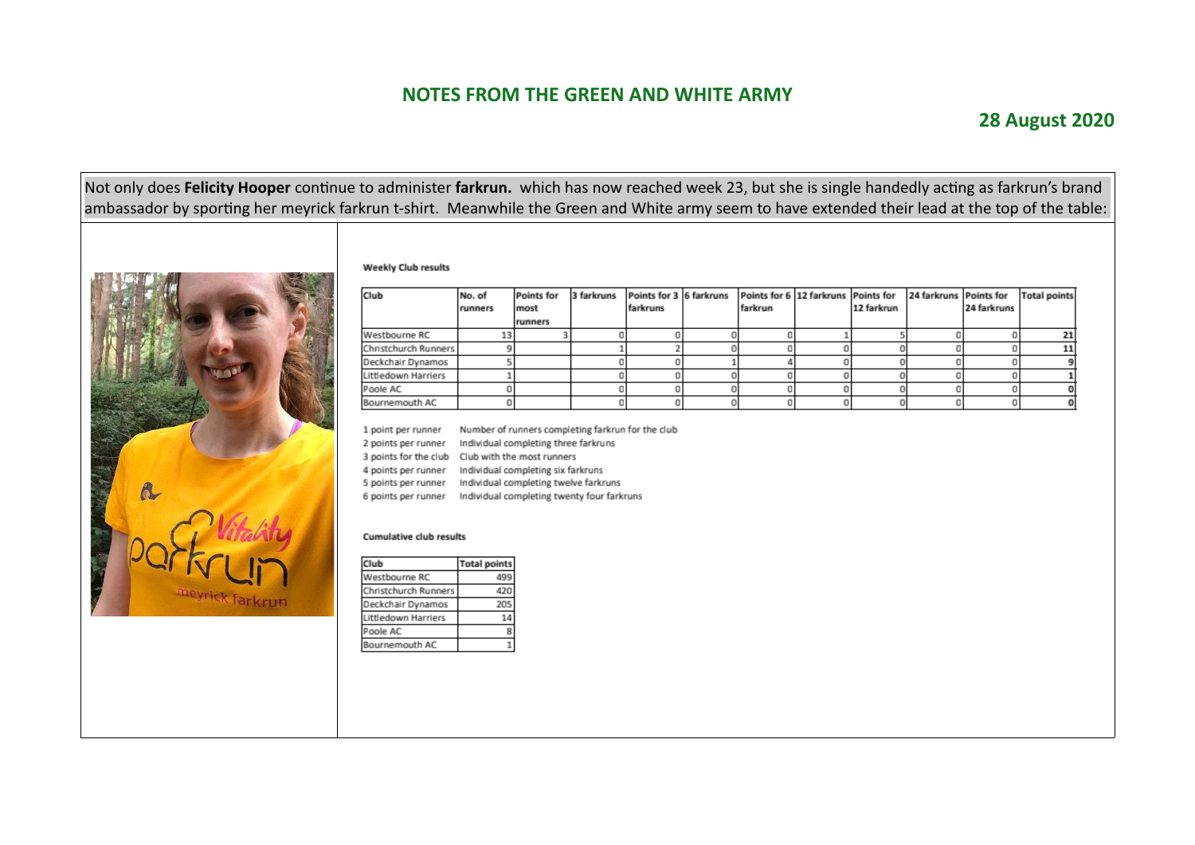## NOTES FROM THE GREEN AND WHITE ARMY

**28 August 2020**

Not only does **Felicity Hooper** continue to administer **farkrun.** which has now reached week 23, but she is single handedly acting as farkrun's brand ambassador by sporting her meyrick farkrun t-shirt. Meanwhile the Green and White army seem to have extended their lead at the top of the table:

**Weekly Club results**

| Club | No. of runners | Points for most runners | 3 farkruns | Points for 3 farkruns | 6 farkruns | Points for 6 farkrun | 12 farkruns | Points for 12 farkrun | 24 farkruns | Points for 24 farkruns | Total points |
|---|---|---|---|---|---|---|---|---|---|---|---|
| Westbourne RC | 13 | 3 | 0 | 0 | 0 | 0 | 1 | 5 | 0 | 0 | 21 |
| Christchurch Runners | 9 | | 1 | 2 | 0 | 0 | 0 | 0 | 0 | 0 | 11 |
| Deckchair Dynamos | 5 | | 0 | 0 | 1 | 4 | 0 | 0 | 0 | 0 | 9 |
| Littledown Harriers | 1 | | 0 | 0 | 0 | 0 | 0 | 0 | 0 | 0 | 1 |
| Poole AC | 0 | | 0 | 0 | 0 | 0 | 0 | 0 | 0 | 0 | 0 |
| Bournemouth AC | 0 | | 0 | 0 | 0 | 0 | 0 | 0 | 0 | 0 | 0 |

| | |
|---|---|
| 1 point per runner | Number of runners completing farkrun for the club |
| 2 points per runner | Individual completing three farkruns |
| 3 points for the club | Club with the most runners |
| 4 points per runner | Individual completing six farkruns |
| 5 points per runner | Individual completing twelve farkruns |
| 6 points per runner | Individual completing twenty four farkruns |

**Cumulative club results**

| Club | Total points |
|---|---|
| Westbourne RC | 499 |
| Christchurch Runners | 420 |
| Deckchair Dynamos | 205 |
| Littledown Harriers | 14 |
| Poole AC | 8 |
| Bournemouth AC | 1 |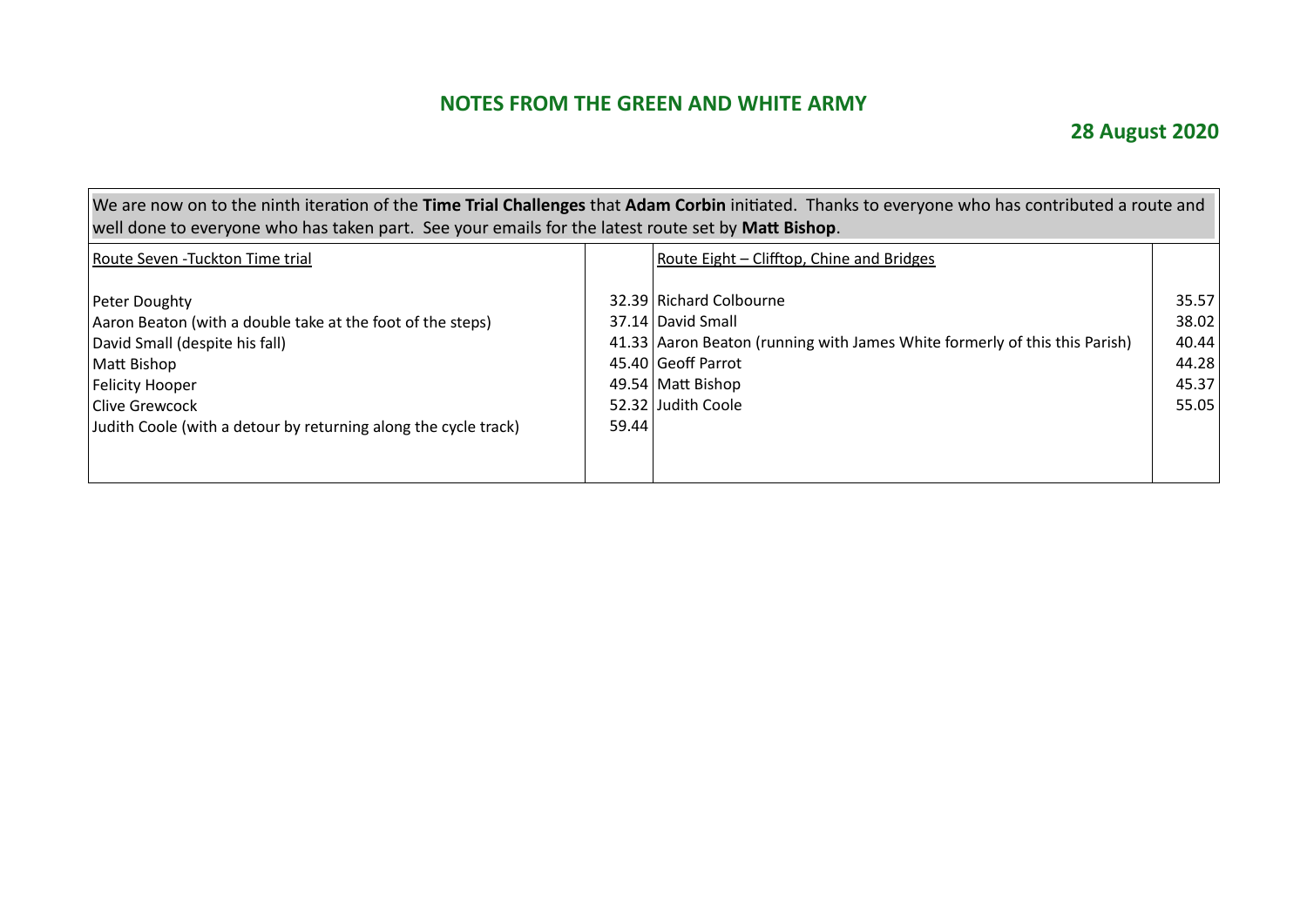## NOTES FROM THE GREEN AND WHITE ARMY

### 28 August 2020

We are now on to the ninth iteration of the **Time Trial Challenges** that **Adam Corbin** initiated. Thanks to everyone who has contributed a route and well done to everyone who has taken part. See your emails for the latest route set by **Matt Bishop**.

| Route Seven -Tuckton Time trial | | Route Eight – Clifftop, Chine and Bridges | |
|---|---|---|---|
| Peter Doughty | 32.39 | Richard Colbourne | 35.57 |
| Aaron Beaton (with a double take at the foot of the steps) | 37.14 | David Small | 38.02 |
| David Small (despite his fall) | 41.33 | Aaron Beaton (running with James White formerly of this this Parish) | 40.44 |
| Matt Bishop | 45.40 | Geoff Parrot | 44.28 |
| Felicity Hooper | 49.54 | Matt Bishop | 45.37 |
| Clive Grewcock | 52.32 | Judith Coole | 55.05 |
| Judith Coole (with a detour by returning along the cycle track) | 59.44 | | |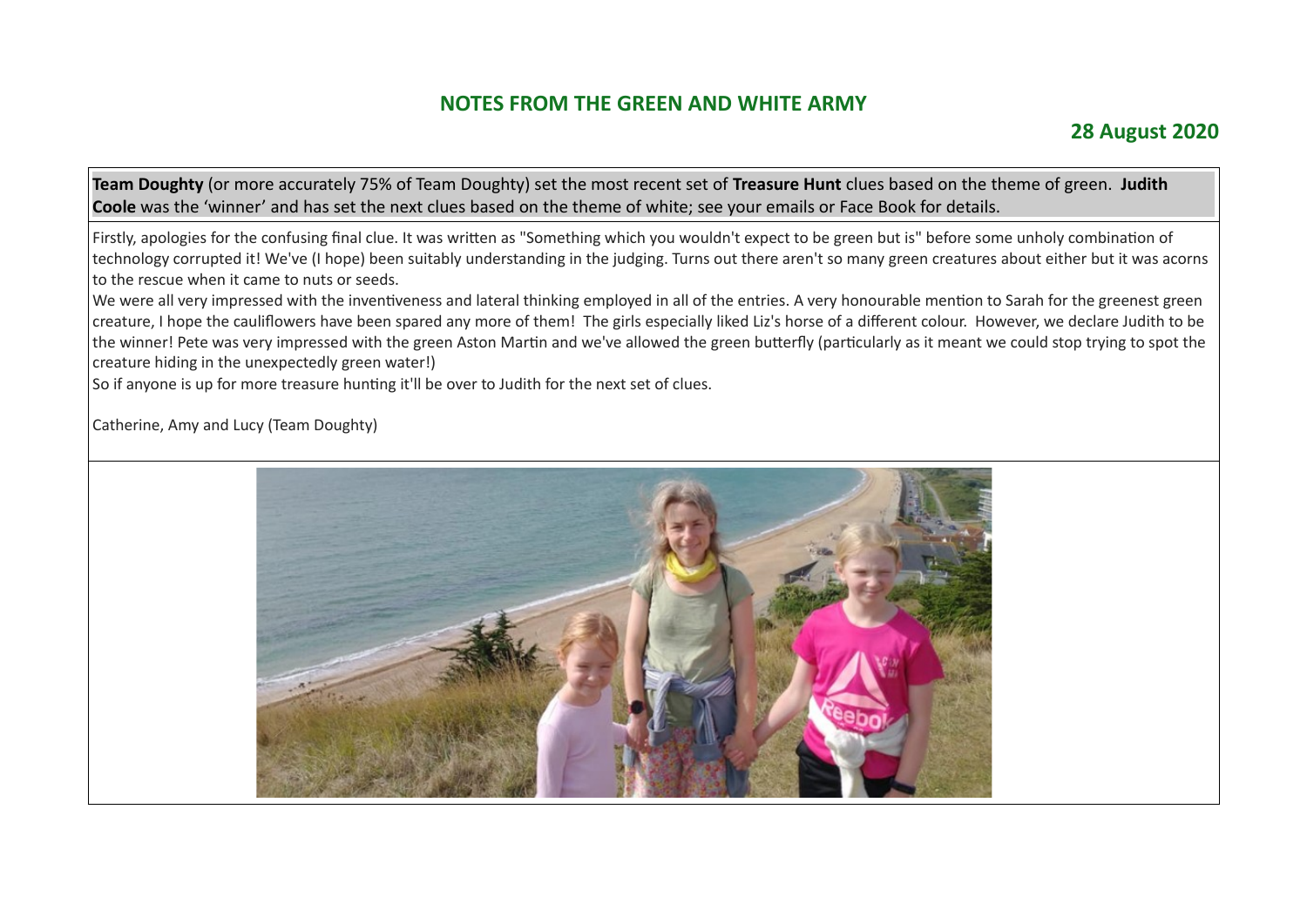## NOTES FROM THE GREEN AND WHITE ARMY

### 28 August 2020

**Team Doughty** (or more accurately 75% of Team Doughty) set the most recent set of **Treasure Hunt** clues based on the theme of green. **Judith Coole** was the 'winner' and has set the next clues based on the theme of white; see your emails or Face Book for details.

Firstly, apologies for the confusing final clue. It was written as "Something which you wouldn't expect to be green but is" before some unholy combination of technology corrupted it! We've (I hope) been suitably understanding in the judging. Turns out there aren't so many green creatures about either but it was acorns to the rescue when it came to nuts or seeds.

We were all very impressed with the inventiveness and lateral thinking employed in all of the entries. A very honourable mention to Sarah for the greenest green creature, I hope the cauliflowers have been spared any more of them! The girls especially liked Liz's horse of a different colour. However, we declare Judith to be the winner! Pete was very impressed with the green Aston Martin and we've allowed the green butterfly (particularly as it meant we could stop trying to spot the creature hiding in the unexpectedly green water!)

So if anyone is up for more treasure hunting it'll be over to Judith for the next set of clues.

Catherine, Amy and Lucy (Team Doughty)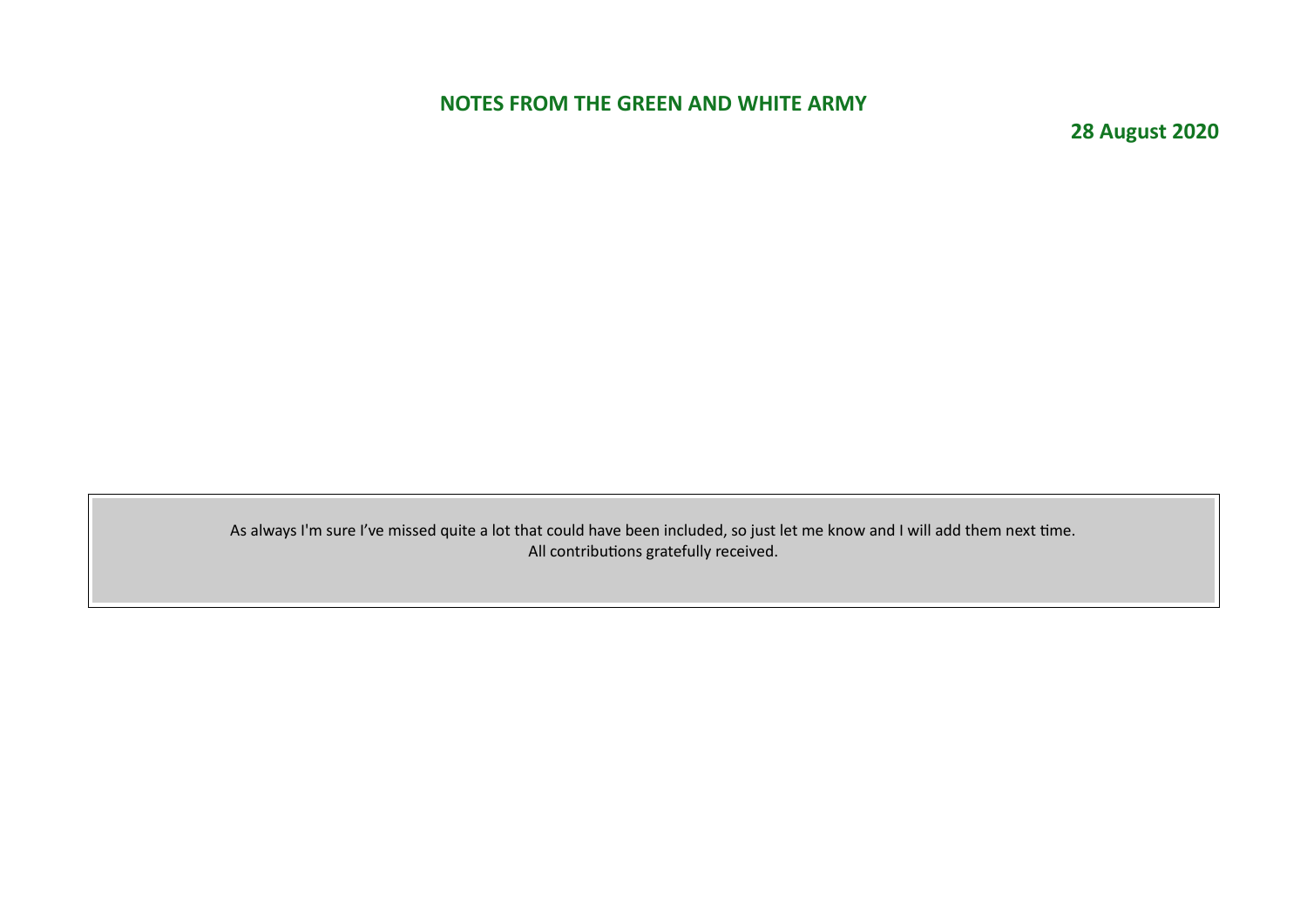As always I'm sure I've missed quite a lot that could have been included, so just let me know and I will add them next time.
All contributions gratefully received.